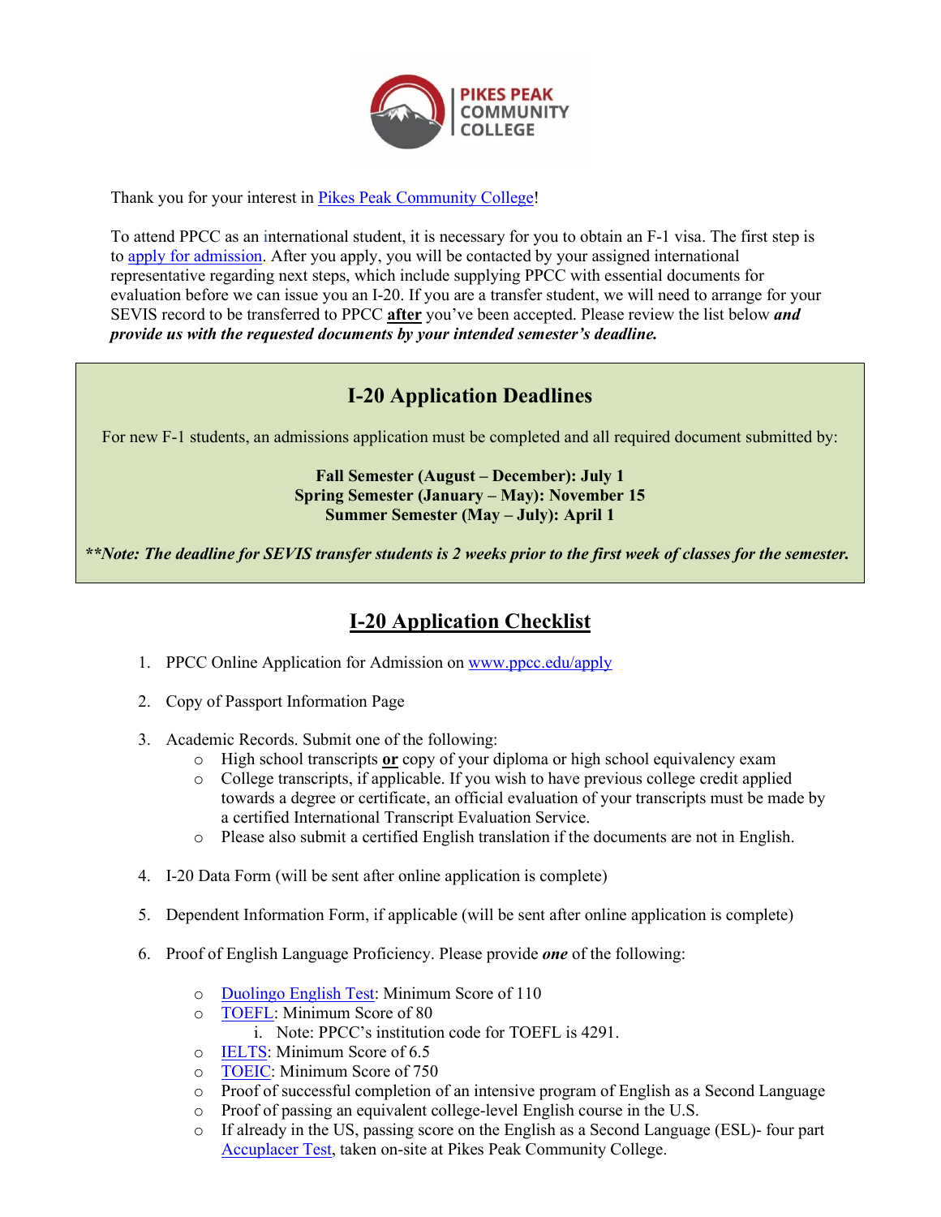Thank you for your interest in Pikes Peak Community College!

To attend PPCC as an international student, it is necessary for you to obtain an F-1 visa. The first step is to apply for admission. After you apply, you will be contacted by your assigned international representative regarding next steps, which include supplying PPCC with essential documents for evaluation before we can issue you an I-20. If you are a transfer student, we will need to arrange for your SEVIS record to be transferred to PPCC **after** you've been accepted. Please review the list below ***and provide us with the requested documents by your intended semester's deadline.***

## I-20 Application Deadlines

For new F-1 students, an admissions application must be completed and all required document submitted by:

**Fall Semester (August – December): July 1**
**Spring Semester (January – May): November 15**
**Summer Semester (May – July): April 1**

***\*\*Note: The deadline for SEVIS transfer students is 2 weeks prior to the first week of classes for the semester.***

## I-20 Application Checklist

1. PPCC Online Application for Admission on www.ppcc.edu/apply
2. Copy of Passport Information Page
3. Academic Records. Submit one of the following:
   - High school transcripts **or** copy of your diploma or high school equivalency exam
   - College transcripts, if applicable. If you wish to have previous college credit applied towards a degree or certificate, an official evaluation of your transcripts must be made by a certified International Transcript Evaluation Service.
   - Please also submit a certified English translation if the documents are not in English.
4. I-20 Data Form (will be sent after online application is complete)
5. Dependent Information Form, if applicable (will be sent after online application is complete)
6. Proof of English Language Proficiency. Please provide ***one*** of the following:
   - Duolingo English Test: Minimum Score of 110
   - TOEFL: Minimum Score of 80
     i. Note: PPCC's institution code for TOEFL is 4291.
   - IELTS: Minimum Score of 6.5
   - TOEIC: Minimum Score of 750
   - Proof of successful completion of an intensive program of English as a Second Language
   - Proof of passing an equivalent college-level English course in the U.S.
   - If already in the US, passing score on the English as a Second Language (ESL)- four part Accuplacer Test, taken on-site at Pikes Peak Community College.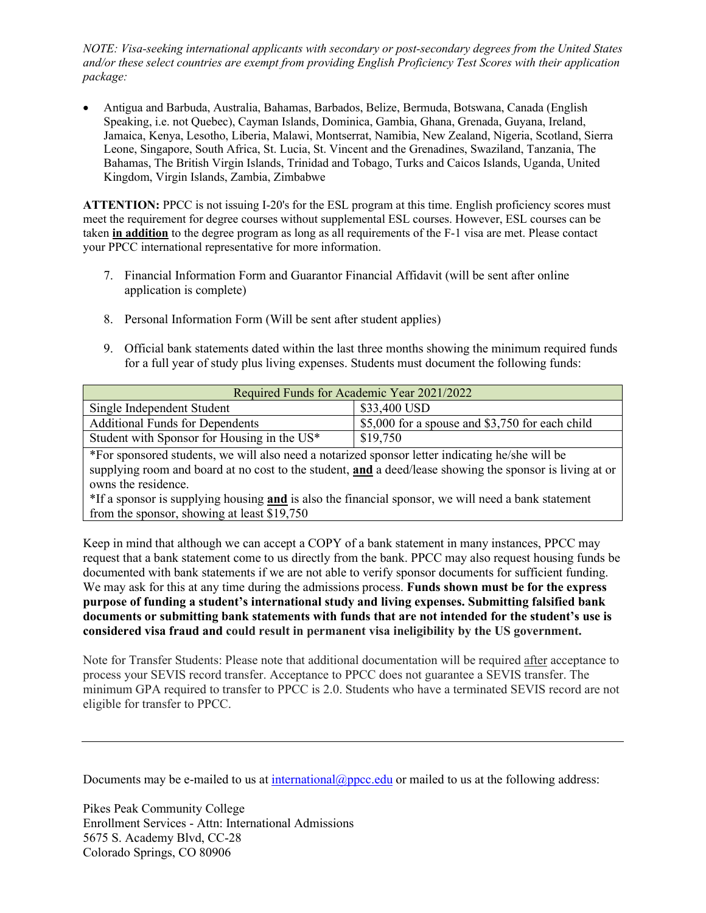*NOTE: Visa-seeking international applicants with secondary or post-secondary degrees from the United States and/or these select countries are exempt from providing English Proficiency Test Scores with their application package:*

- Antigua and Barbuda, Australia, Bahamas, Barbados, Belize, Bermuda, Botswana, Canada (English Speaking, i.e. not Quebec), Cayman Islands, Dominica, Gambia, Ghana, Grenada, Guyana, Ireland, Jamaica, Kenya, Lesotho, Liberia, Malawi, Montserrat, Namibia, New Zealand, Nigeria, Scotland, Sierra Leone, Singapore, South Africa, St. Lucia, St. Vincent and the Grenadines, Swaziland, Tanzania, The Bahamas, The British Virgin Islands, Trinidad and Tobago, Turks and Caicos Islands, Uganda, United Kingdom, Virgin Islands, Zambia, Zimbabwe

**ATTENTION:** PPCC is not issuing I-20's for the ESL program at this time. English proficiency scores must meet the requirement for degree courses without supplemental ESL courses. However, ESL courses can be taken **in addition** to the degree program as long as all requirements of the F-1 visa are met. Please contact your PPCC international representative for more information.

7. Financial Information Form and Guarantor Financial Affidavit (will be sent after online application is complete)

8. Personal Information Form (Will be sent after student applies)

9. Official bank statements dated within the last three months showing the minimum required funds for a full year of study plus living expenses. Students must document the following funds:

| Required Funds for Academic Year 2021/2022 | |
|---|---|
| Single Independent Student | $33,400 USD |
| Additional Funds for Dependents | $5,000 for a spouse and $3,750 for each child |
| Student with Sponsor for Housing in the US* | $19,750 |
| *For sponsored students, we will also need a notarized sponsor letter indicating he/she will be supplying room and board at no cost to the student, **and** a deed/lease showing the sponsor is living at or owns the residence. *If a sponsor is supplying housing **and** is also the financial sponsor, we will need a bank statement from the sponsor, showing at least $19,750 | |

Keep in mind that although we can accept a COPY of a bank statement in many instances, PPCC may request that a bank statement come to us directly from the bank. PPCC may also request housing funds be documented with bank statements if we are not able to verify sponsor documents for sufficient funding. We may ask for this at any time during the admissions process. **Funds shown must be for the express purpose of funding a student's international study and living expenses. Submitting falsified bank documents or submitting bank statements with funds that are not intended for the student's use is considered visa fraud and could result in permanent visa ineligibility by the US government.**

Note for Transfer Students: Please note that additional documentation will be required after acceptance to process your SEVIS record transfer. Acceptance to PPCC does not guarantee a SEVIS transfer. The minimum GPA required to transfer to PPCC is 2.0. Students who have a terminated SEVIS record are not eligible for transfer to PPCC.

---

Documents may be e-mailed to us at international@ppcc.edu or mailed to us at the following address:

Pikes Peak Community College
Enrollment Services - Attn: International Admissions
5675 S. Academy Blvd, CC-28
Colorado Springs, CO 80906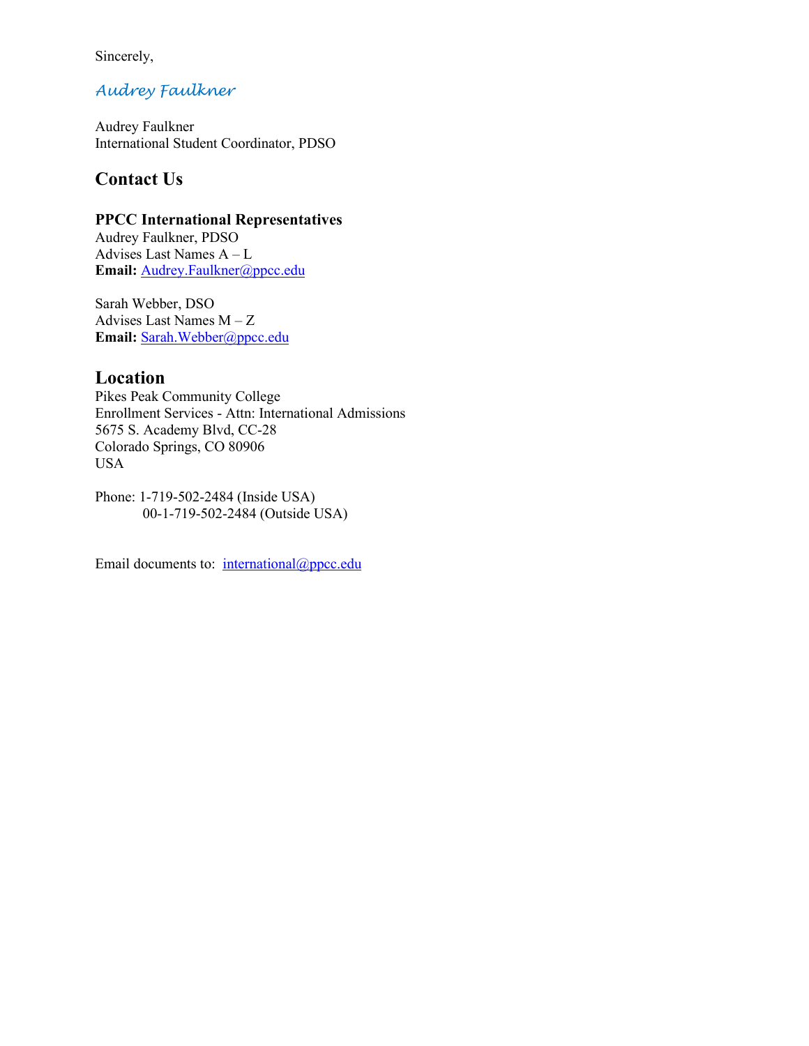Sincerely,

*Audrey Faulkner*

Audrey Faulkner  
International Student Coordinator, PDSO

## Contact Us

**PPCC International Representatives**  
Audrey Faulkner, PDSO  
Advises Last Names A – L  
**Email:** Audrey.Faulkner@ppcc.edu

Sarah Webber, DSO  
Advises Last Names M – Z  
**Email:** Sarah.Webber@ppcc.edu

## Location

Pikes Peak Community College  
Enrollment Services - Attn: International Admissions  
5675 S. Academy Blvd, CC-28  
Colorado Springs, CO 80906  
USA

Phone: 1-719-502-2484 (Inside USA)  
00-1-719-502-2484 (Outside USA)

Email documents to: international@ppcc.edu